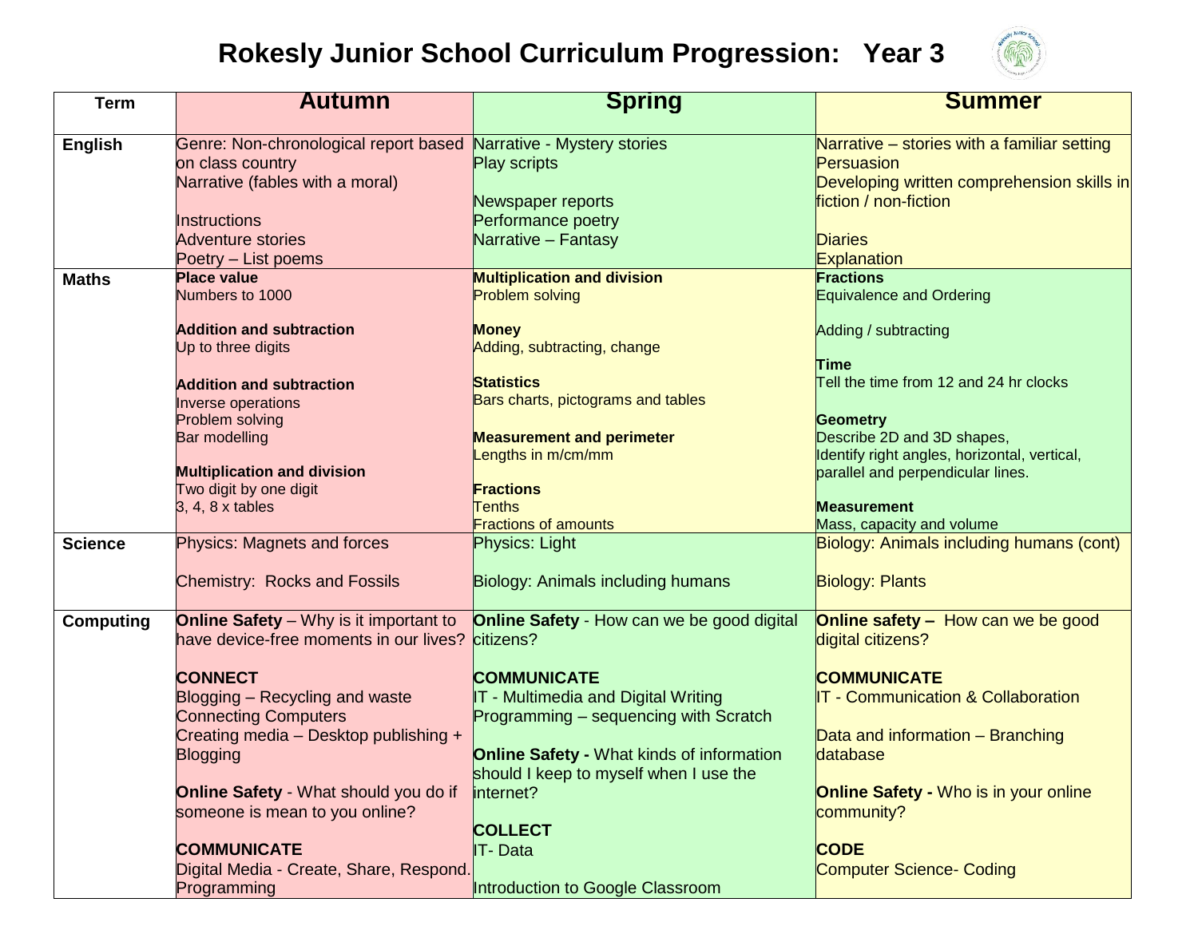# Rokesly Junior School Curriculum Progression: Year 3

| Term | Autumn | Spring | Summer |
|---|---|---|---|
| **English** | Genre: Non-chronological report based on class country<br>Narrative (fables with a moral)<br><br>Instructions<br>Adventure stories<br>Poetry – List poems | Narrative - Mystery stories<br>Play scripts<br><br>Newspaper reports<br>Performance poetry<br>Narrative – Fantasy | Narrative – stories with a familiar setting<br>Persuasion<br>Developing written comprehension skills in fiction / non-fiction<br><br>Diaries<br>Explanation |
| **Maths** | **Place value**<br>Numbers to 1000<br><br>**Addition and subtraction**<br>Up to three digits<br><br>**Addition and subtraction**<br>Inverse operations<br>Problem solving<br>Bar modelling<br><br>**Multiplication and division**<br>Two digit by one digit<br>3, 4, 8 x tables | **Multiplication and division**<br>Problem solving<br><br>**Money**<br>Adding, subtracting, change<br><br>**Statistics**<br>Bars charts, pictograms and tables<br><br>**Measurement and perimeter**<br>Lengths in m/cm/mm<br><br>**Fractions**<br>Tenths<br>Fractions of amounts | **Fractions**<br>Equivalence and Ordering<br><br>Adding / subtracting<br><br>**Time**<br>Tell the time from 12 and 24 hr clocks<br><br>**Geometry**<br>Describe 2D and 3D shapes,<br>Identify right angles, horizontal, vertical, parallel and perpendicular lines.<br><br>**Measurement**<br>Mass, capacity and volume |
| **Science** | Physics: Magnets and forces<br><br>Chemistry: Rocks and Fossils | Physics: Light<br><br>Biology: Animals including humans | Biology: Animals including humans (cont)<br><br>Biology: Plants |
| **Computing** | **Online Safety** – Why is it important to have device-free moments in our lives?<br><br>**CONNECT**<br>Blogging – Recycling and waste<br>Connecting Computers<br>Creating media – Desktop publishing + Blogging<br><br>**Online Safety** - What should you do if someone is mean to you online?<br><br>**COMMUNICATE**<br>Digital Media - Create, Share, Respond.<br>Programming | **Online Safety** - How can we be good digital citizens?<br><br>**COMMUNICATE**<br>IT - Multimedia and Digital Writing<br>Programming – sequencing with Scratch<br><br>**Online Safety -** What kinds of information should I keep to myself when I use the internet?<br><br>**COLLECT**<br>IT- Data<br><br>Introduction to Google Classroom | **Online safety –** How can we be good digital citizens?<br><br>**COMMUNICATE**<br>IT - Communication & Collaboration<br><br>Data and information – Branching database<br><br>**Online Safety -** Who is in your online community?<br><br>**CODE**<br>Computer Science- Coding |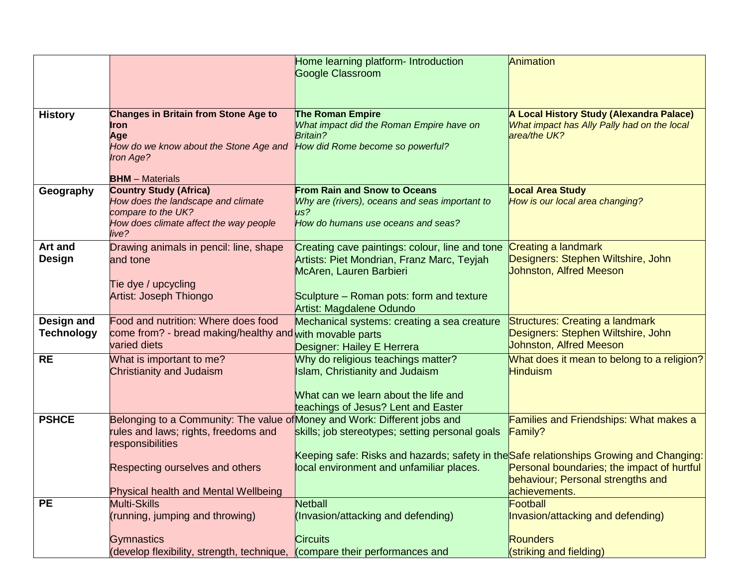| | | | |
|---|---|---|---|
| | | Home learning platform- Introduction<br>Google Classroom | Animation |
| **History** | **Changes in Britain from Stone Age to Iron Age**<br>*How do we know about the Stone Age and Iron Age?*<br><br>**BHM** – Materials | **The Roman Empire**<br>*What impact did the Roman Empire have on Britain?*<br>*How did Rome become so powerful?* | **A Local History Study (Alexandra Palace)**<br>*What impact has Ally Pally had on the local area/the UK?* |
| **Geography** | **Country Study (Africa)**<br>*How does the landscape and climate compare to the UK?*<br>*How does climate affect the way people live?* | **From Rain and Snow to Oceans**<br>*Why are (rivers), oceans and seas important to us?*<br>*How do humans use oceans and seas?* | **Local Area Study**<br>*How is our local area changing?* |
| **Art and Design** | Drawing animals in pencil: line, shape and tone<br><br>Tie dye / upcycling<br>Artist: Joseph Thiongo | Creating cave paintings: colour, line and tone<br>Artists: Piet Mondrian, Franz Marc, Teyjah McAren, Lauren Barbieri<br><br>Sculpture – Roman pots: form and texture<br>Artist: Magdalene Odundo | Creating a landmark<br>Designers: Stephen Wiltshire, John Johnston, Alfred Meeson |
| **Design and Technology** | Food and nutrition: Where does food come from? - bread making/healthy and varied diets | Mechanical systems: creating a sea creature with movable parts<br>Designer: Hailey E Herrera | Structures: Creating a landmark<br>Designers: Stephen Wiltshire, John Johnston, Alfred Meeson |
| **RE** | What is important to me?<br>Christianity and Judaism | Why do religious teachings matter?<br>Islam, Christianity and Judaism<br><br>What can we learn about the life and teachings of Jesus? Lent and Easter | What does it mean to belong to a religion?<br>Hinduism |
| **PSHCE** | Belonging to a Community: The value of rules and laws; rights, freedoms and responsibilities<br><br>Respecting ourselves and others<br><br>Physical health and Mental Wellbeing | Money and Work: Different jobs and skills; job stereotypes; setting personal goals<br><br>Keeping safe: Risks and hazards; safety in the local environment and unfamiliar places. | Families and Friendships: What makes a Family?<br><br>Safe relationships Growing and Changing: Personal boundaries; the impact of hurtful behaviour; Personal strengths and achievements. |
| **PE** | Multi-Skills<br>(running, jumping and throwing)<br><br>Gymnastics<br>(develop flexibility, strength, technique, | Netball<br>(Invasion/attacking and defending)<br><br>Circuits<br>(compare their performances and | Football<br>Invasion/attacking and defending)<br><br>Rounders<br>(striking and fielding) |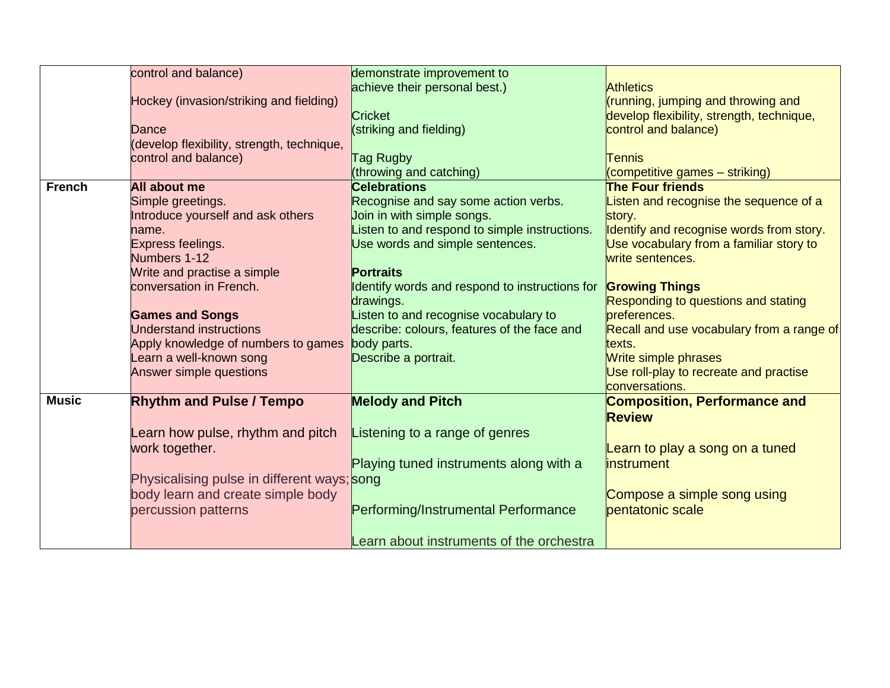| | | | |
|---|---|---|---|
| | control and balance)<br><br>Hockey (invasion/striking and fielding)<br><br>Dance<br>(develop flexibility, strength, technique, control and balance) | demonstrate improvement to achieve their personal best.)<br><br>Cricket<br>(striking and fielding)<br><br>Tag Rugby<br>(throwing and catching) | Athletics<br>(running, jumping and throwing and develop flexibility, strength, technique, control and balance)<br><br>Tennis<br>(competitive games – striking) |
| **French** | **All about me**<br>Simple greetings.<br>Introduce yourself and ask others name.<br>Express feelings.<br>Numbers 1-12<br>Write and practise a simple conversation in French.<br><br>**Games and Songs**<br>Understand instructions<br>Apply knowledge of numbers to games<br>Learn a well-known song<br>Answer simple questions | **Celebrations**<br>Recognise and say some action verbs.<br>Join in with simple songs.<br>Listen to and respond to simple instructions.<br>Use words and simple sentences.<br><br>**Portraits**<br>Identify words and respond to instructions for drawings.<br>Listen to and recognise vocabulary to describe: colours, features of the face and body parts.<br>Describe a portrait. | **The Four friends**<br>Listen and recognise the sequence of a story.<br>Identify and recognise words from story.<br>Use vocabulary from a familiar story to write sentences.<br><br>**Growing Things**<br>Responding to questions and stating preferences.<br>Recall and use vocabulary from a range of texts.<br>Write simple phrases<br>Use roll-play to recreate and practise conversations. |
| **Music** | **Rhythm and Pulse / Tempo**<br><br>Learn how pulse, rhythm and pitch work together.<br><br>Physicalising pulse in different ways; body learn and create simple body percussion patterns | **Melody and Pitch**<br><br>Listening to a range of genres<br><br>Playing tuned instruments along with a song<br><br>Performing/Instrumental Performance<br><br>Learn about instruments of the orchestra | **Composition, Performance and Review**<br><br>Learn to play a song on a tuned instrument<br><br>Compose a simple song using pentatonic scale |